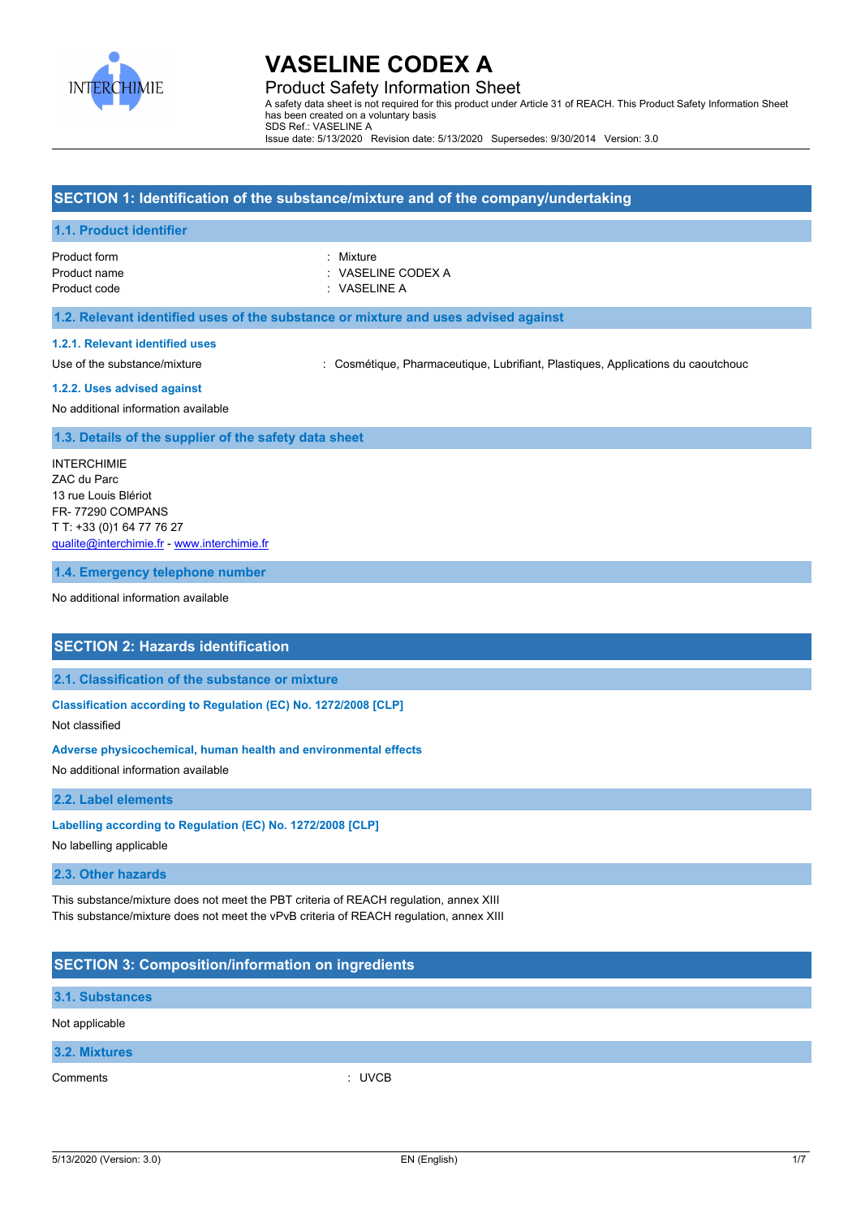# VASELINE CODEX A

Product Safety Information Sheet

A safety data sheet is not required for this product under Article 31 of REACH. This Product Safety Information Sheet has been created on a voluntary basis

SDS Ref.: VASELINE A

Issue date: 5/13/2020 Revision date: 5/13/2020 Supersedes: 9/30/2014 Version: 3.0

## SECTION 1: Identification of the substance/mixture and of the company/undertaking

### 1.1. Product identifier

Product form : Mixture

Product name : VASELINE CODEX A

Product code : VASELINE A

### 1.2. Relevant identified uses of the substance or mixture and uses advised against

#### 1.2.1. Relevant identified uses

Use of the substance/mixture : Cosmétique, Pharmaceutique, Lubrifiant, Plastiques, Applications du caoutchouc

#### 1.2.2. Uses advised against

No additional information available

### 1.3. Details of the supplier of the safety data sheet

INTERCHIMIE
ZAC du Parc
13 rue Louis Blériot
FR- 77290 COMPANS
T T: +33 (0)1 64 77 76 27
qualite@interchimie.fr - www.interchimie.fr

### 1.4. Emergency telephone number

No additional information available

## SECTION 2: Hazards identification

### 2.1. Classification of the substance or mixture

#### Classification according to Regulation (EC) No. 1272/2008 [CLP]

Not classified

#### Adverse physicochemical, human health and environmental effects

No additional information available

### 2.2. Label elements

#### Labelling according to Regulation (EC) No. 1272/2008 [CLP]

No labelling applicable

### 2.3. Other hazards

This substance/mixture does not meet the PBT criteria of REACH regulation, annex XIII
This substance/mixture does not meet the vPvB criteria of REACH regulation, annex XIII

## SECTION 3: Composition/information on ingredients

### 3.1. Substances

Not applicable

### 3.2. Mixtures

Comments : UVCB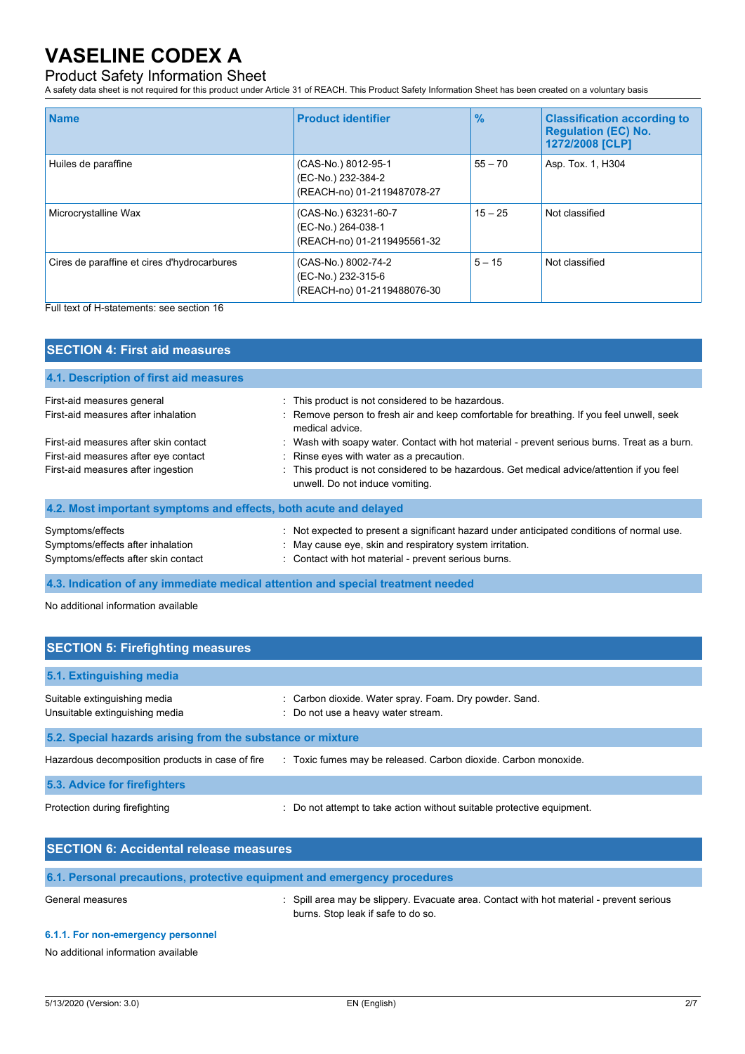# VASELINE CODEX A

Product Safety Information Sheet

A safety data sheet is not required for this product under Article 31 of REACH. This Product Safety Information Sheet has been created on a voluntary basis

| Name | Product identifier | % | Classification according to Regulation (EC) No. 1272/2008 [CLP] |
|---|---|---|---|
| Huiles de paraffine | (CAS-No.) 8012-95-1<br>(EC-No.) 232-384-2<br>(REACH-no) 01-2119487078-27 | 55 – 70 | Asp. Tox. 1, H304 |
| Microcrystalline Wax | (CAS-No.) 63231-60-7<br>(EC-No.) 264-038-1<br>(REACH-no) 01-2119495561-32 | 15 – 25 | Not classified |
| Cires de paraffine et cires d'hydrocarbures | (CAS-No.) 8002-74-2<br>(EC-No.) 232-315-6<br>(REACH-no) 01-2119488076-30 | 5 – 15 | Not classified |

Full text of H-statements: see section 16

## SECTION 4: First aid measures

### 4.1. Description of first aid measures

First-aid measures general : This product is not considered to be hazardous.

First-aid measures after inhalation : Remove person to fresh air and keep comfortable for breathing. If you feel unwell, seek medical advice.

First-aid measures after skin contact : Wash with soapy water. Contact with hot material - prevent serious burns. Treat as a burn.

First-aid measures after eye contact : Rinse eyes with water as a precaution.

First-aid measures after ingestion : This product is not considered to be hazardous. Get medical advice/attention if you feel unwell. Do not induce vomiting.

### 4.2. Most important symptoms and effects, both acute and delayed

Symptoms/effects : Not expected to present a significant hazard under anticipated conditions of normal use.

Symptoms/effects after inhalation : May cause eye, skin and respiratory system irritation.

Symptoms/effects after skin contact : Contact with hot material - prevent serious burns.

### 4.3. Indication of any immediate medical attention and special treatment needed

No additional information available

## SECTION 5: Firefighting measures

### 5.1. Extinguishing media

Suitable extinguishing media : Carbon dioxide. Water spray. Foam. Dry powder. Sand.

Unsuitable extinguishing media : Do not use a heavy water stream.

### 5.2. Special hazards arising from the substance or mixture

Hazardous decomposition products in case of fire : Toxic fumes may be released. Carbon dioxide. Carbon monoxide.

### 5.3. Advice for firefighters

Protection during firefighting : Do not attempt to take action without suitable protective equipment.

## SECTION 6: Accidental release measures

### 6.1. Personal precautions, protective equipment and emergency procedures

General measures : Spill area may be slippery. Evacuate area. Contact with hot material - prevent serious burns. Stop leak if safe to do so.

#### 6.1.1. For non-emergency personnel

No additional information available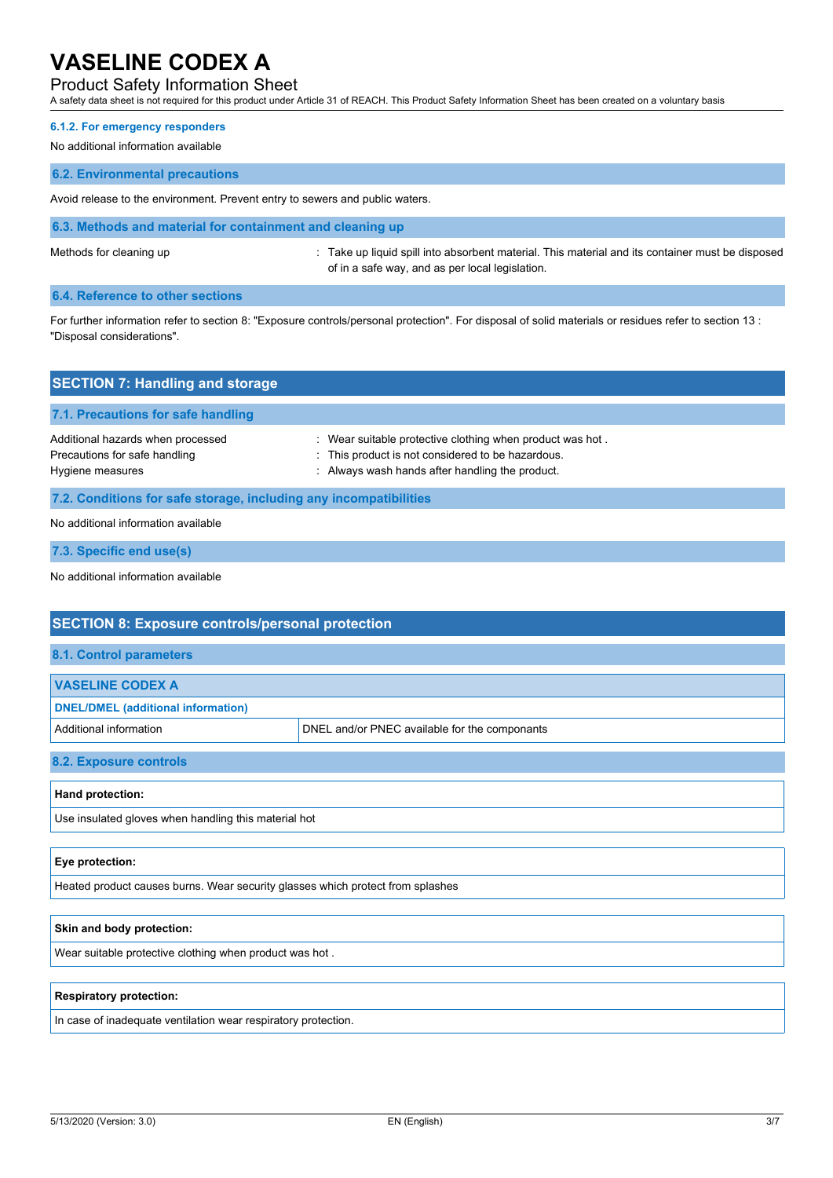#### 6.1.2. For emergency responders

No additional information available

### 6.2. Environmental precautions

Avoid release to the environment. Prevent entry to sewers and public waters.

### 6.3. Methods and material for containment and cleaning up

Methods for cleaning up : Take up liquid spill into absorbent material. This material and its container must be disposed of in a safe way, and as per local legislation.

### 6.4. Reference to other sections

For further information refer to section 8: "Exposure controls/personal protection". For disposal of solid materials or residues refer to section 13 : "Disposal considerations".

## SECTION 7: Handling and storage

### 7.1. Precautions for safe handling

Additional hazards when processed : Wear suitable protective clothing when product was hot .
Precautions for safe handling : This product is not considered to be hazardous.
Hygiene measures : Always wash hands after handling the product.

### 7.2. Conditions for safe storage, including any incompatibilities

No additional information available

### 7.3. Specific end use(s)

No additional information available

## SECTION 8: Exposure controls/personal protection

### 8.1. Control parameters

| VASELINE CODEX A | |
|---|---|
| **DNEL/DMEL (additional information)** | |
| Additional information | DNEL and/or PNEC available for the componants |

### 8.2. Exposure controls

**Hand protection:**

Use insulated gloves when handling this material hot

**Eye protection:**

Heated product causes burns. Wear security glasses which protect from splashes

**Skin and body protection:**

Wear suitable protective clothing when product was hot .

**Respiratory protection:**

In case of inadequate ventilation wear respiratory protection.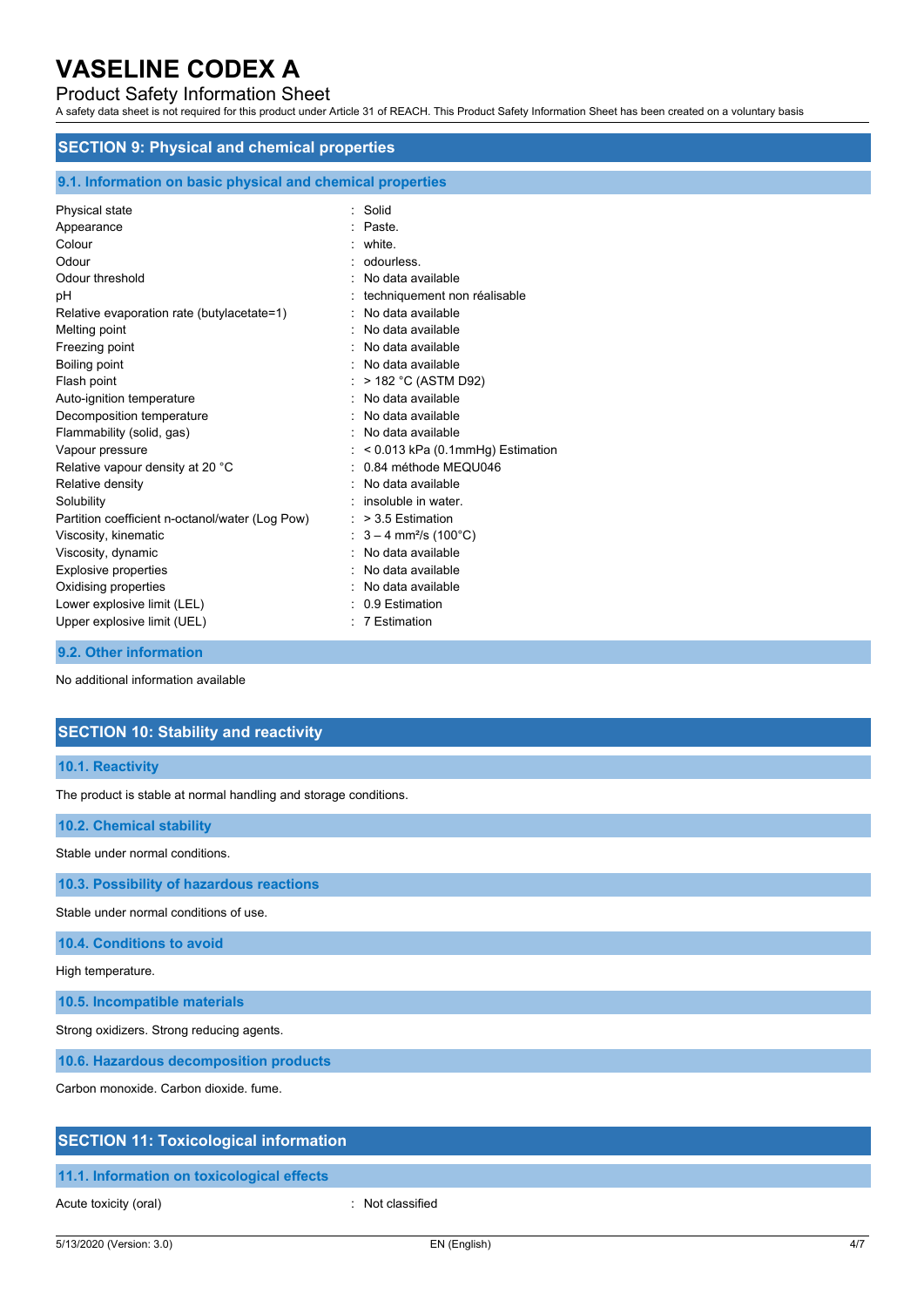## SECTION 9: Physical and chemical properties

### 9.1. Information on basic physical and chemical properties

| | |
|---|---|
| Physical state | : Solid |
| Appearance | : Paste. |
| Colour | : white. |
| Odour | : odourless. |
| Odour threshold | : No data available |
| pH | : techniquement non réalisable |
| Relative evaporation rate (butylacetate=1) | : No data available |
| Melting point | : No data available |
| Freezing point | : No data available |
| Boiling point | : No data available |
| Flash point | : > 182 °C (ASTM D92) |
| Auto-ignition temperature | : No data available |
| Decomposition temperature | : No data available |
| Flammability (solid, gas) | : No data available |
| Vapour pressure | : < 0.013 kPa (0.1mmHg) Estimation |
| Relative vapour density at 20 °C | : 0.84 méthode MEQU046 |
| Relative density | : No data available |
| Solubility | : insoluble in water. |
| Partition coefficient n-octanol/water (Log Pow) | : > 3.5 Estimation |
| Viscosity, kinematic | : 3 – 4 $mm^2/s$ (100°C) |
| Viscosity, dynamic | : No data available |
| Explosive properties | : No data available |
| Oxidising properties | : No data available |
| Lower explosive limit (LEL) | : 0.9 Estimation |
| Upper explosive limit (UEL) | : 7 Estimation |

### 9.2. Other information

No additional information available

## SECTION 10: Stability and reactivity

### 10.1. Reactivity

The product is stable at normal handling and storage conditions.

### 10.2. Chemical stability

Stable under normal conditions.

### 10.3. Possibility of hazardous reactions

Stable under normal conditions of use.

### 10.4. Conditions to avoid

High temperature.

### 10.5. Incompatible materials

Strong oxidizers. Strong reducing agents.

### 10.6. Hazardous decomposition products

Carbon monoxide. Carbon dioxide. fume.

## SECTION 11: Toxicological information

### 11.1. Information on toxicological effects

| | |
|---|---|
| Acute toxicity (oral) | : Not classified |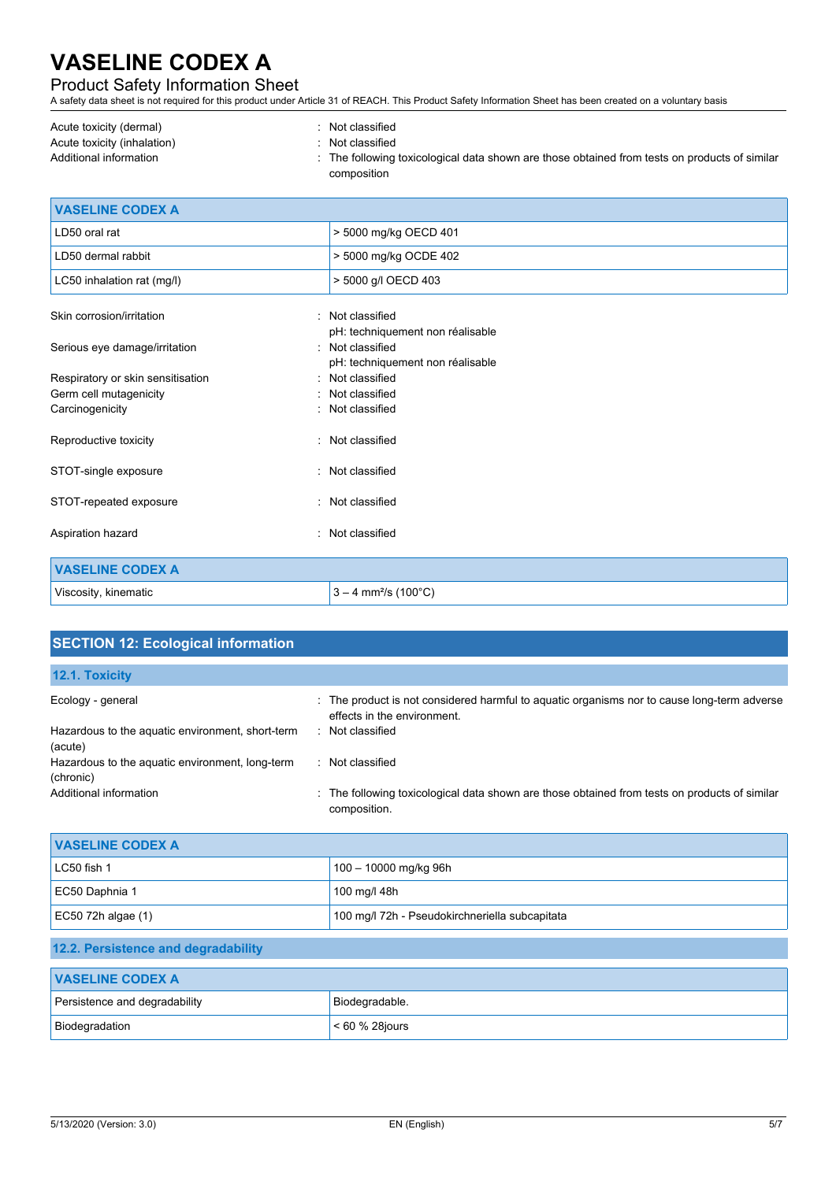Acute toxicity (dermal) : Not classified
Acute toxicity (inhalation) : Not classified
Additional information : The following toxicological data shown are those obtained from tests on products of similar composition

| VASELINE CODEX A | |
|---|---|
| LD50 oral rat | > 5000 mg/kg OECD 401 |
| LD50 dermal rabbit | > 5000 mg/kg OCDE 402 |
| LC50 inhalation rat (mg/l) | > 5000 g/l OECD 403 |

Skin corrosion/irritation : Not classified
pH: techniquement non réalisable
Serious eye damage/irritation : Not classified
pH: techniquement non réalisable
Respiratory or skin sensitisation : Not classified
Germ cell mutagenicity : Not classified
Carcinogenicity : Not classified

Reproductive toxicity : Not classified

STOT-single exposure : Not classified

STOT-repeated exposure : Not classified

Aspiration hazard : Not classified

| VASELINE CODEX A | |
|---|---|
| Viscosity, kinematic | 3 – 4 mm²/s (100°C) |

## SECTION 12: Ecological information

### 12.1. Toxicity

Ecology - general : The product is not considered harmful to aquatic organisms nor to cause long-term adverse effects in the environment.
Hazardous to the aquatic environment, short-term (acute) : Not classified
Hazardous to the aquatic environment, long-term (chronic) : Not classified
Additional information : The following toxicological data shown are those obtained from tests on products of similar composition.

| VASELINE CODEX A | |
|---|---|
| LC50 fish 1 | 100 – 10000 mg/kg 96h |
| EC50 Daphnia 1 | 100 mg/l 48h |
| EC50 72h algae (1) | 100 mg/l 72h - Pseudokirchneriella subcapitata |

### 12.2. Persistence and degradability

| VASELINE CODEX A | |
|---|---|
| Persistence and degradability | Biodegradable. |
| Biodegradation | < 60 % 28jours |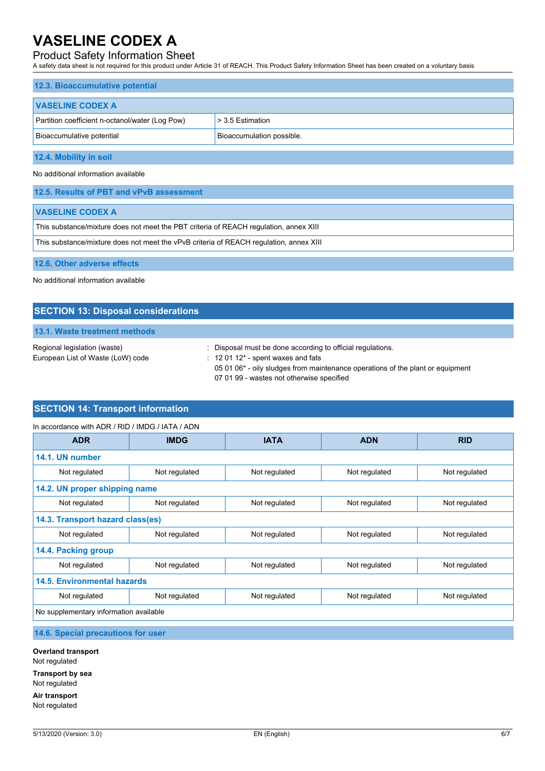### 12.3. Bioaccumulative potential

| VASELINE CODEX A | |
|---|---|
| Partition coefficient n-octanol/water (Log Pow) | > 3.5 Estimation |
| Bioaccumulative potential | Bioaccumulation possible. |

### 12.4. Mobility in soil

No additional information available

### 12.5. Results of PBT and vPvB assessment

| VASELINE CODEX A |
|---|
| This substance/mixture does not meet the PBT criteria of REACH regulation, annex XIII |
| This substance/mixture does not meet the vPvB criteria of REACH regulation, annex XIII |

### 12.6. Other adverse effects

No additional information available

## SECTION 13: Disposal considerations

### 13.1. Waste treatment methods

Regional legislation (waste) : Disposal must be done according to official regulations.

European List of Waste (LoW) code : 12 01 12* - spent waxes and fats
05 01 06* - oily sludges from maintenance operations of the plant or equipment
07 01 99 - wastes not otherwise specified

## SECTION 14: Transport information

In accordance with ADR / RID / IMDG / IATA / ADN

| ADR | IMDG | IATA | ADN | RID |
|---|---|---|---|---|
| **14.1. UN number** | | | | |
| Not regulated | Not regulated | Not regulated | Not regulated | Not regulated |
| **14.2. UN proper shipping name** | | | | |
| Not regulated | Not regulated | Not regulated | Not regulated | Not regulated |
| **14.3. Transport hazard class(es)** | | | | |
| Not regulated | Not regulated | Not regulated | Not regulated | Not regulated |
| **14.4. Packing group** | | | | |
| Not regulated | Not regulated | Not regulated | Not regulated | Not regulated |
| **14.5. Environmental hazards** | | | | |
| Not regulated | Not regulated | Not regulated | Not regulated | Not regulated |
| No supplementary information available | | | | |

### 14.6. Special precautions for user

**Overland transport**
Not regulated

**Transport by sea**
Not regulated

**Air transport**
Not regulated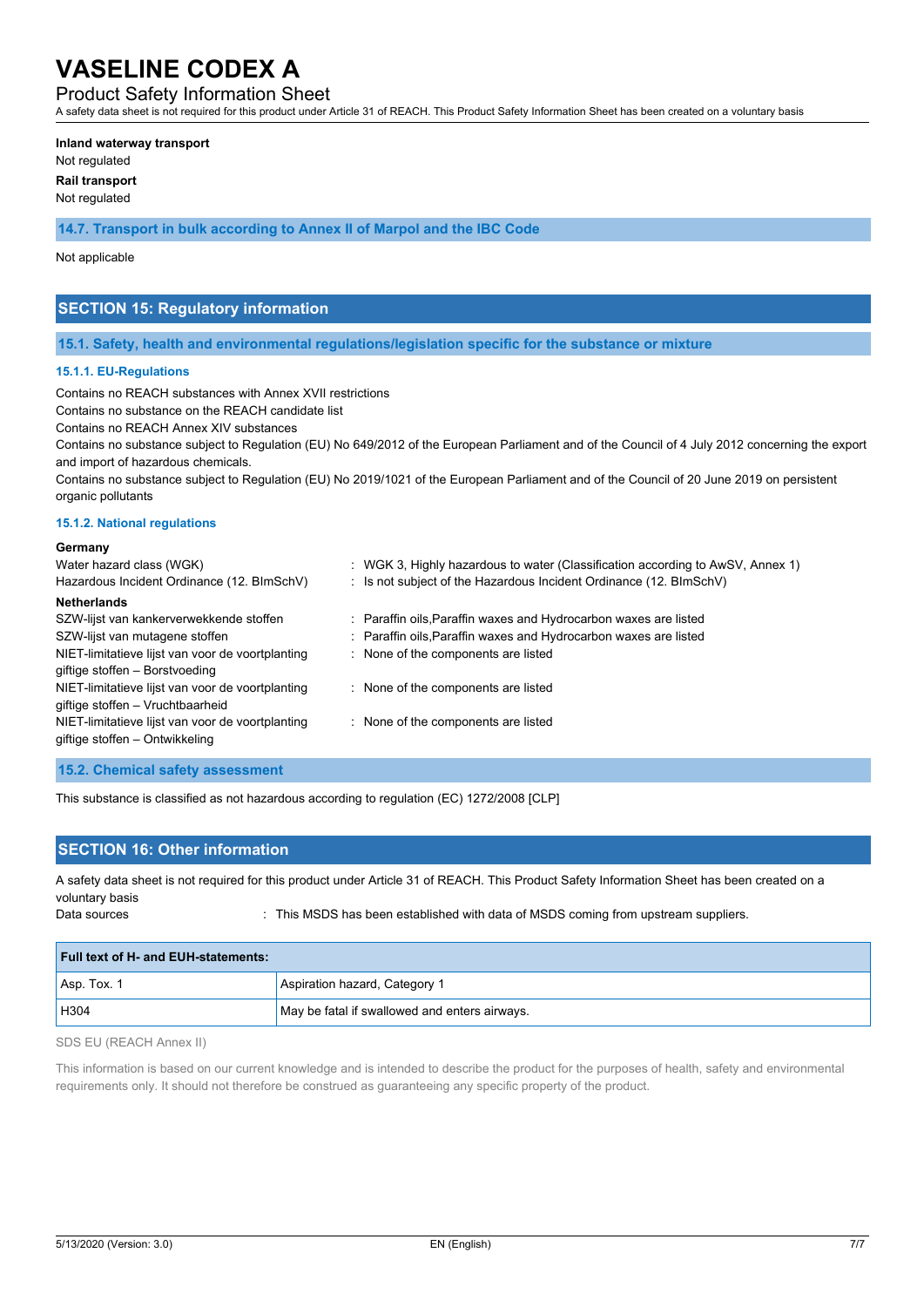**Inland waterway transport**

Not regulated

**Rail transport**

Not regulated

### 14.7. Transport in bulk according to Annex II of Marpol and the IBC Code

Not applicable

## SECTION 15: Regulatory information

### 15.1. Safety, health and environmental regulations/legislation specific for the substance or mixture

#### 15.1.1. EU-Regulations

Contains no REACH substances with Annex XVII restrictions

Contains no substance on the REACH candidate list

Contains no REACH Annex XIV substances

Contains no substance subject to Regulation (EU) No 649/2012 of the European Parliament and of the Council of 4 July 2012 concerning the export and import of hazardous chemicals.

Contains no substance subject to Regulation (EU) No 2019/1021 of the European Parliament and of the Council of 20 June 2019 on persistent organic pollutants

#### 15.1.2. National regulations

**Germany**

Water hazard class (WGK) : WGK 3, Highly hazardous to water (Classification according to AwSV, Annex 1)

Hazardous Incident Ordinance (12. BImSchV) : Is not subject of the Hazardous Incident Ordinance (12. BImSchV)

**Netherlands**

SZW-lijst van kankerverwekkende stoffen : Paraffin oils,Paraffin waxes and Hydrocarbon waxes are listed

SZW-lijst van mutagene stoffen : Paraffin oils,Paraffin waxes and Hydrocarbon waxes are listed

NIET-limitatieve lijst van voor de voortplanting giftige stoffen – Borstvoeding : None of the components are listed

NIET-limitatieve lijst van voor de voortplanting giftige stoffen – Vruchtbaarheid : None of the components are listed

NIET-limitatieve lijst van voor de voortplanting giftige stoffen – Ontwikkeling : None of the components are listed

### 15.2. Chemical safety assessment

This substance is classified as not hazardous according to regulation (EC) 1272/2008 [CLP]

## SECTION 16: Other information

A safety data sheet is not required for this product under Article 31 of REACH. This Product Safety Information Sheet has been created on a voluntary basis

Data sources : This MSDS has been established with data of MSDS coming from upstream suppliers.

| Full text of H- and EUH-statements: | |
|---|---|
| Asp. Tox. 1 | Aspiration hazard, Category 1 |
| H304 | May be fatal if swallowed and enters airways. |

SDS EU (REACH Annex II)

This information is based on our current knowledge and is intended to describe the product for the purposes of health, safety and environmental requirements only. It should not therefore be construed as guaranteeing any specific property of the product.